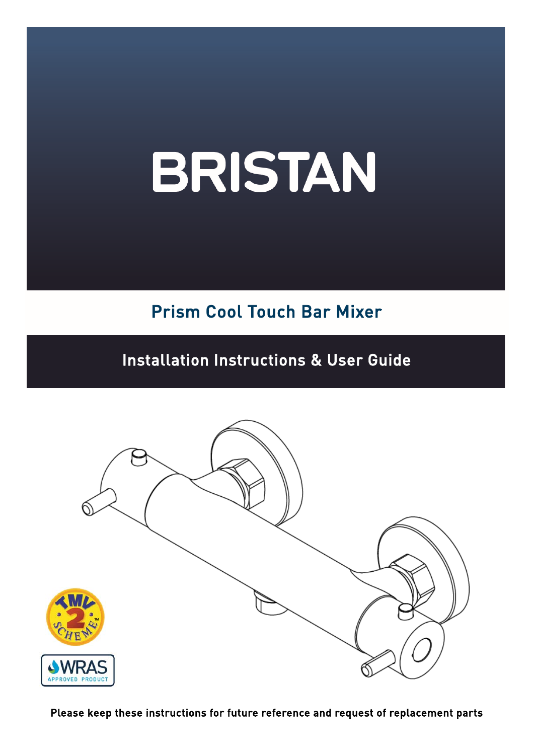# BRISTAN

## Prism Cool Touch Bar Mixer

## Installation Instructions & User Guide

TMV 2 SCHEME

WRAS APPROVED PRODUCT

**Please keep these instructions for future reference and request of replacement parts**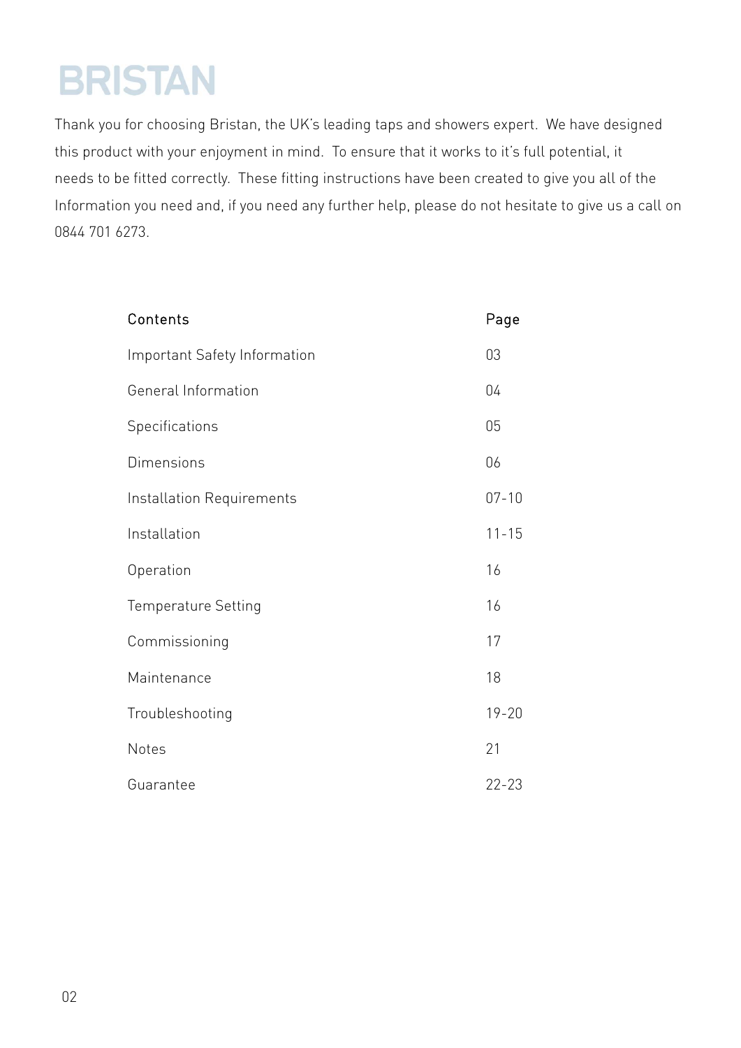# BRISTAN

Thank you for choosing Bristan, the UK's leading taps and showers expert. We have designed this product with your enjoyment in mind. To ensure that it works to it's full potential, it needs to be fitted correctly. These fitting instructions have been created to give you all of the Information you need and, if you need any further help, please do not hesitate to give us a call on 0844 701 6273.

| Contents | Page |
|---|---|
| Important Safety Information | 03 |
| General Information | 04 |
| Specifications | 05 |
| Dimensions | 06 |
| Installation Requirements | 07-10 |
| Installation | 11-15 |
| Operation | 16 |
| Temperature Setting | 16 |
| Commissioning | 17 |
| Maintenance | 18 |
| Troubleshooting | 19-20 |
| Notes | 21 |
| Guarantee | 22-23 |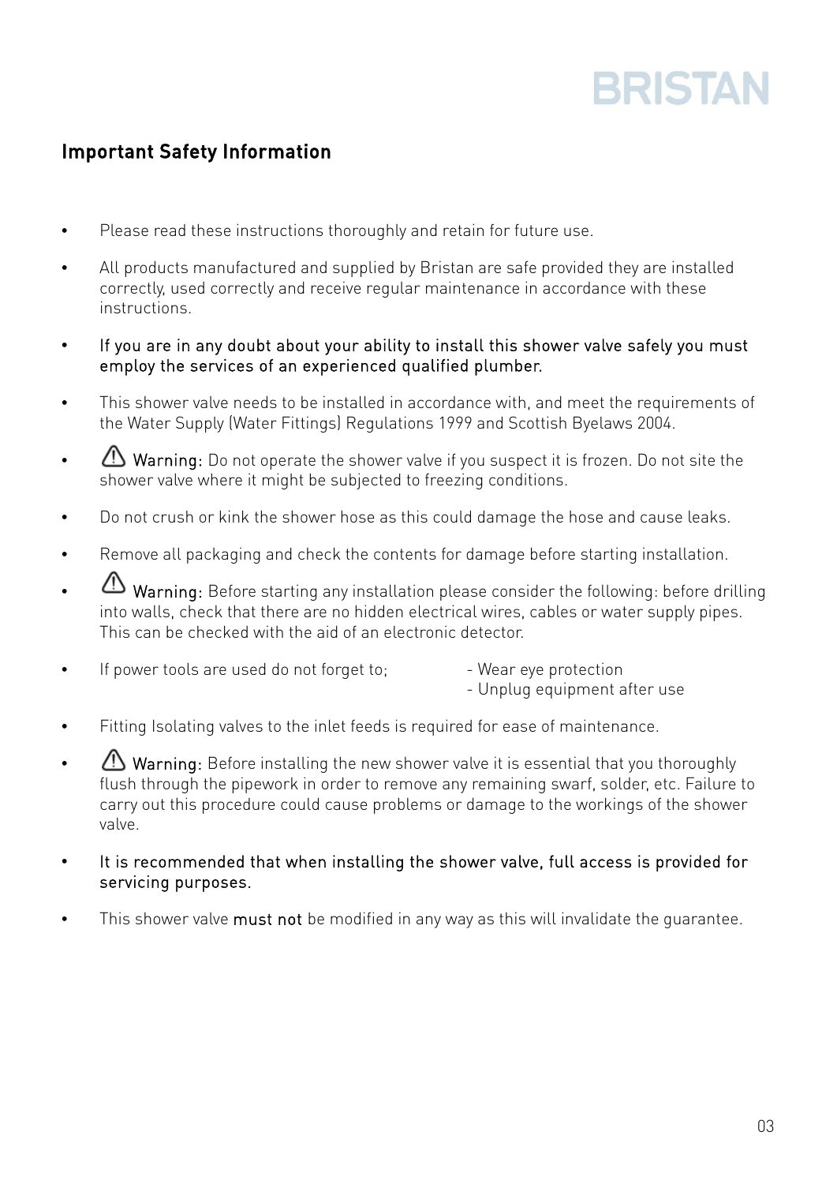## Important Safety Information

- Please read these instructions thoroughly and retain for future use.
- All products manufactured and supplied by Bristan are safe provided they are installed correctly, used correctly and receive regular maintenance in accordance with these instructions.
- If you are in any doubt about your ability to install this shower valve safely you must employ the services of an experienced qualified plumber.
- This shower valve needs to be installed in accordance with, and meet the requirements of the Water Supply (Water Fittings) Regulations 1999 and Scottish Byelaws 2004.
- ⚠ Warning: Do not operate the shower valve if you suspect it is frozen. Do not site the shower valve where it might be subjected to freezing conditions.
- Do not crush or kink the shower hose as this could damage the hose and cause leaks.
- Remove all packaging and check the contents for damage before starting installation.
- ⚠ Warning: Before starting any installation please consider the following: before drilling into walls, check that there are no hidden electrical wires, cables or water supply pipes. This can be checked with the aid of an electronic detector.
- If power tools are used do not forget to;
  - Wear eye protection
  - Unplug equipment after use
- Fitting Isolating valves to the inlet feeds is required for ease of maintenance.
- ⚠ Warning: Before installing the new shower valve it is essential that you thoroughly flush through the pipework in order to remove any remaining swarf, solder, etc. Failure to carry out this procedure could cause problems or damage to the workings of the shower valve.
- It is recommended that when installing the shower valve, full access is provided for servicing purposes.
- This shower valve **must not** be modified in any way as this will invalidate the guarantee.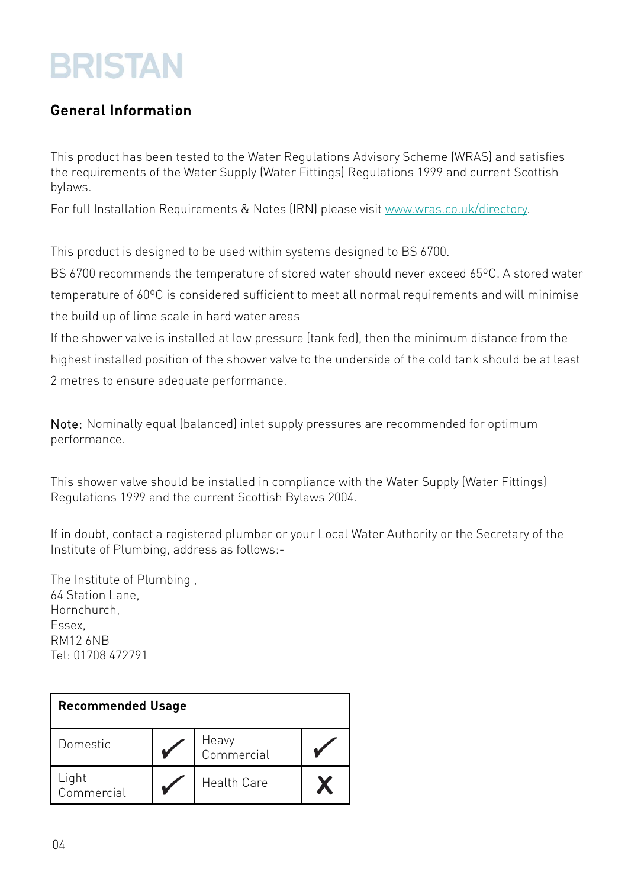# BRISTAN

## General Information

This product has been tested to the Water Regulations Advisory Scheme (WRAS) and satisfies the requirements of the Water Supply (Water Fittings) Regulations 1999 and current Scottish bylaws.

For full Installation Requirements & Notes (IRN) please visit [www.wras.co.uk/directory](www.wras.co.uk/directory).

This product is designed to be used within systems designed to BS 6700.

BS 6700 recommends the temperature of stored water should never exceed 65ºC. A stored water temperature of 60ºC is considered sufficient to meet all normal requirements and will minimise the build up of lime scale in hard water areas

If the shower valve is installed at low pressure (tank fed), then the minimum distance from the highest installed position of the shower valve to the underside of the cold tank should be at least 2 metres to ensure adequate performance.

Note: Nominally equal (balanced) inlet supply pressures are recommended for optimum performance.

This shower valve should be installed in compliance with the Water Supply (Water Fittings) Regulations 1999 and the current Scottish Bylaws 2004.

If in doubt, contact a registered plumber or your Local Water Authority or the Secretary of the Institute of Plumbing, address as follows:-

The Institute of Plumbing ,
64 Station Lane,
Hornchurch,
Essex,
RM12 6NB
Tel: 01708 472791

| **Recommended Usage** | | | |
|---|---|---|---|
| Domestic | ✔ | Heavy Commercial | ✔ |
| Light Commercial | ✔ | Health Care | ✗ |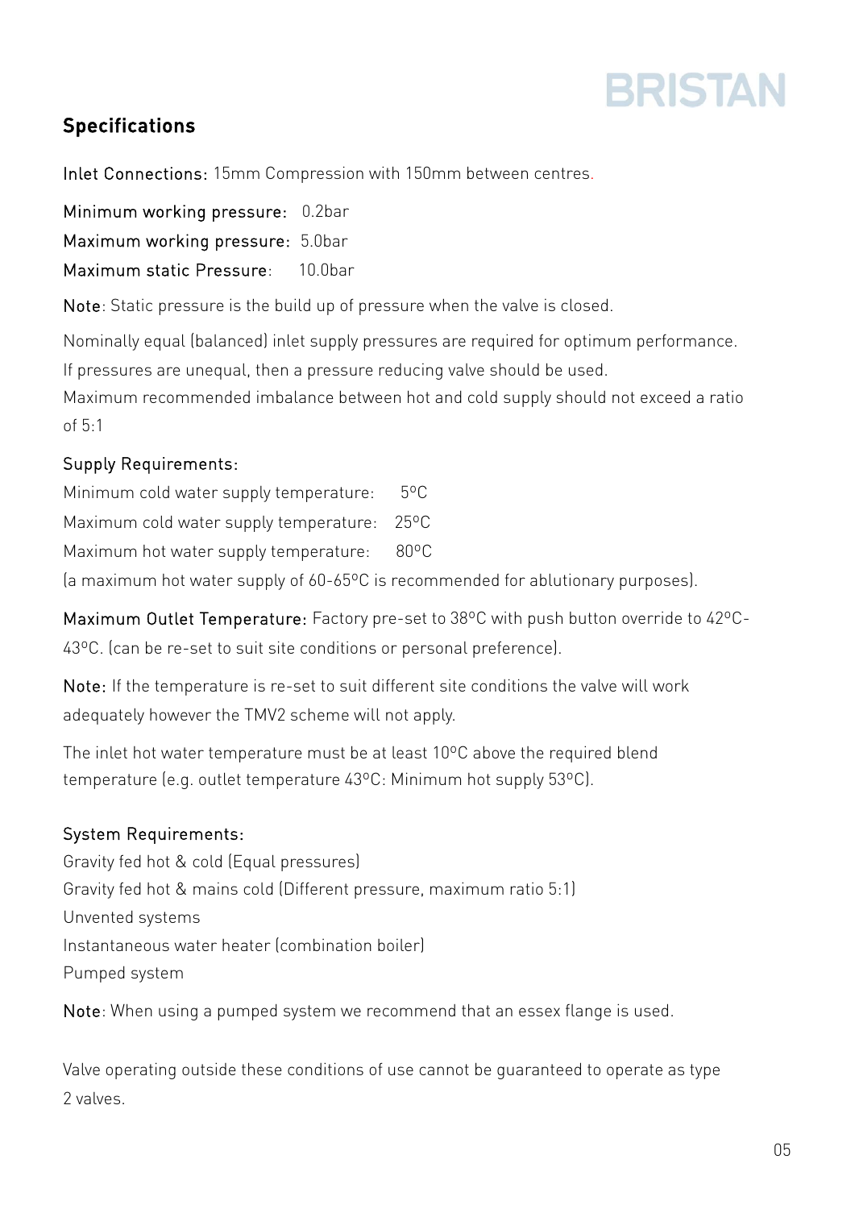## Specifications

Inlet Connections: 15mm Compression with 150mm between centres.

Minimum working pressure: 0.2bar

Maximum working pressure: 5.0bar

Maximum static Pressure: 10.0bar

Note: Static pressure is the build up of pressure when the valve is closed.

Nominally equal (balanced) inlet supply pressures are required for optimum performance.
If pressures are unequal, then a pressure reducing valve should be used.
Maximum recommended imbalance between hot and cold supply should not exceed a ratio of 5:1

Supply Requirements:

Minimum cold water supply temperature: 5ºC

Maximum cold water supply temperature: 25ºC

Maximum hot water supply temperature: 80ºC

(a maximum hot water supply of 60-65ºC is recommended for ablutionary purposes).

Maximum Outlet Temperature: Factory pre-set to 38ºC with push button override to 42ºC-43ºC. (can be re-set to suit site conditions or personal preference).

Note: If the temperature is re-set to suit different site conditions the valve will work adequately however the TMV2 scheme will not apply.

The inlet hot water temperature must be at least 10ºC above the required blend temperature (e.g. outlet temperature 43ºC: Minimum hot supply 53ºC).

System Requirements:

Gravity fed hot & cold (Equal pressures)
Gravity fed hot & mains cold (Different pressure, maximum ratio 5:1)
Unvented systems
Instantaneous water heater (combination boiler)
Pumped system

Note: When using a pumped system we recommend that an essex flange is used.

Valve operating outside these conditions of use cannot be guaranteed to operate as type 2 valves.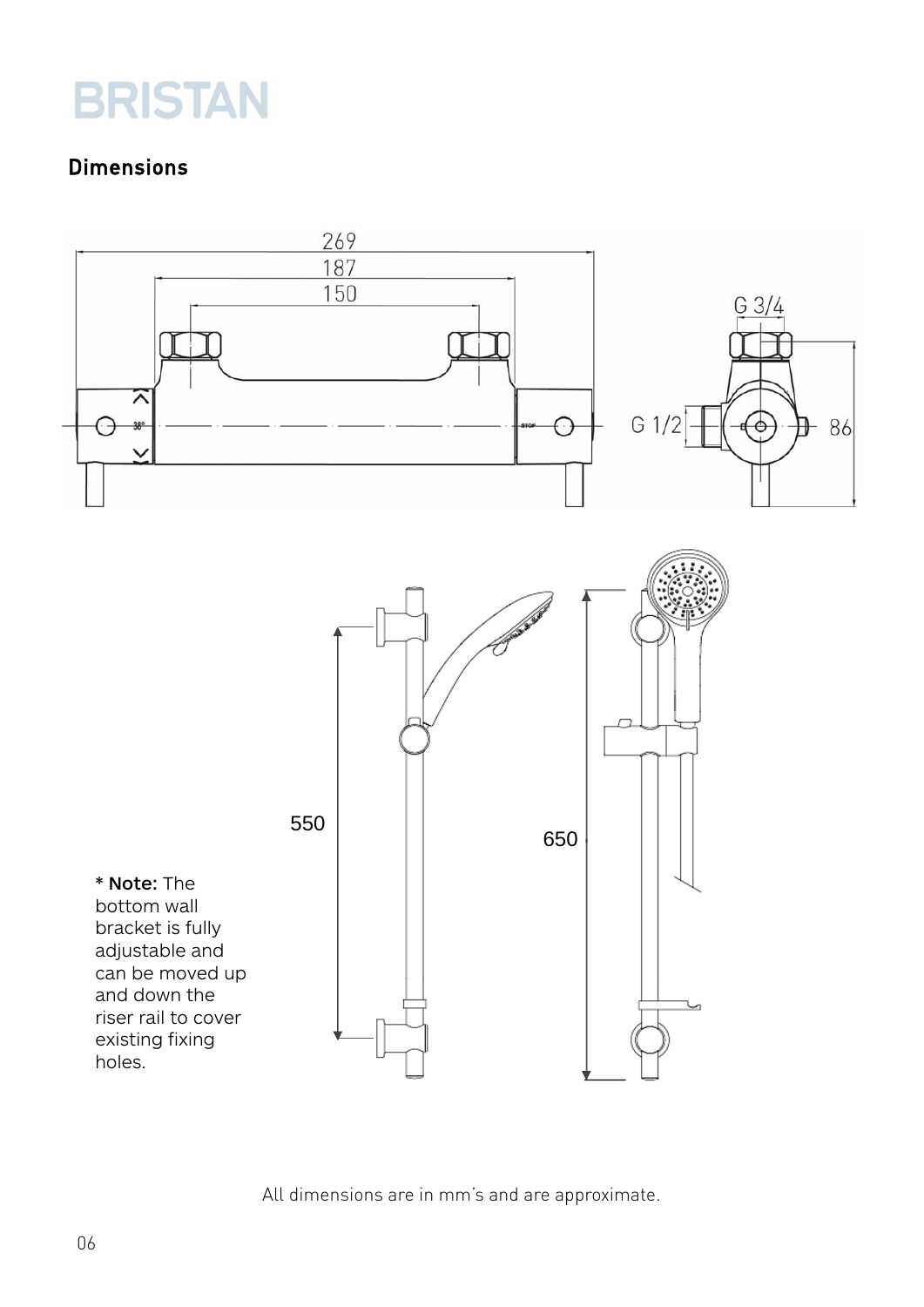## Dimensions

269

187

150

G 3/4

G 1/2

86

550

650

**\* Note:** The bottom wall bracket is fully adjustable and can be moved up and down the riser rail to cover existing fixing holes.

All dimensions are in mm's and are approximate.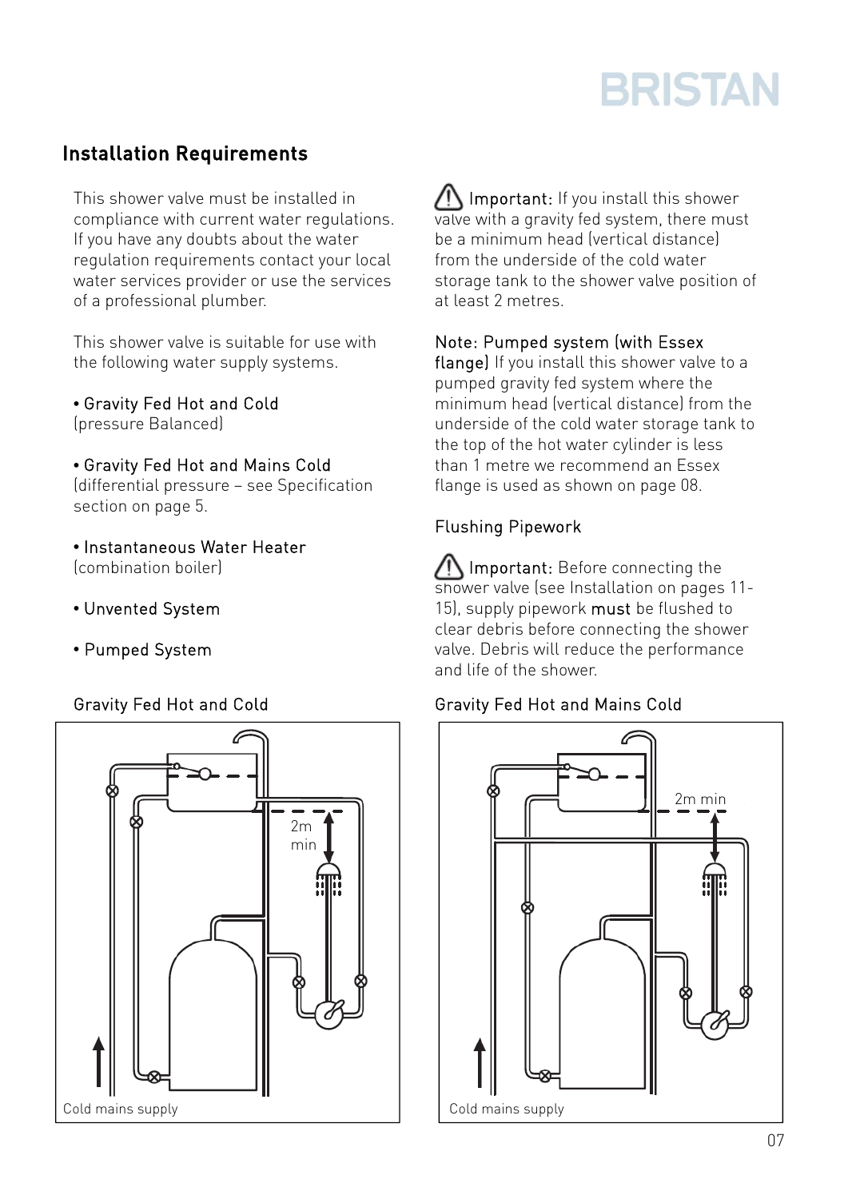## Installation Requirements

This shower valve must be installed in compliance with current water regulations. If you have any doubts about the water regulation requirements contact your local water services provider or use the services of a professional plumber.

This shower valve is suitable for use with the following water supply systems.

- Gravity Fed Hot and Cold
(pressure Balanced)

- Gravity Fed Hot and Mains Cold
(differential pressure – see Specification section on page 5.

- Instantaneous Water Heater
(combination boiler)

- Unvented System

- Pumped System

Gravity Fed Hot and Cold

2m min

Cold mains supply

⚠ Important: If you install this shower valve with a gravity fed system, there must be a minimum head (vertical distance) from the underside of the cold water storage tank to the shower valve position of at least 2 metres.

Note: Pumped system (with Essex flange) If you install this shower valve to a pumped gravity fed system where the minimum head (vertical distance) from the underside of the cold water storage tank to the top of the hot water cylinder is less than 1 metre we recommend an Essex flange is used as shown on page 08.

Flushing Pipework

⚠ Important: Before connecting the shower valve (see Installation on pages 11-15), supply pipework **must** be flushed to clear debris before connecting the shower valve. Debris will reduce the performance and life of the shower.

Gravity Fed Hot and Mains Cold

2m min

Cold mains supply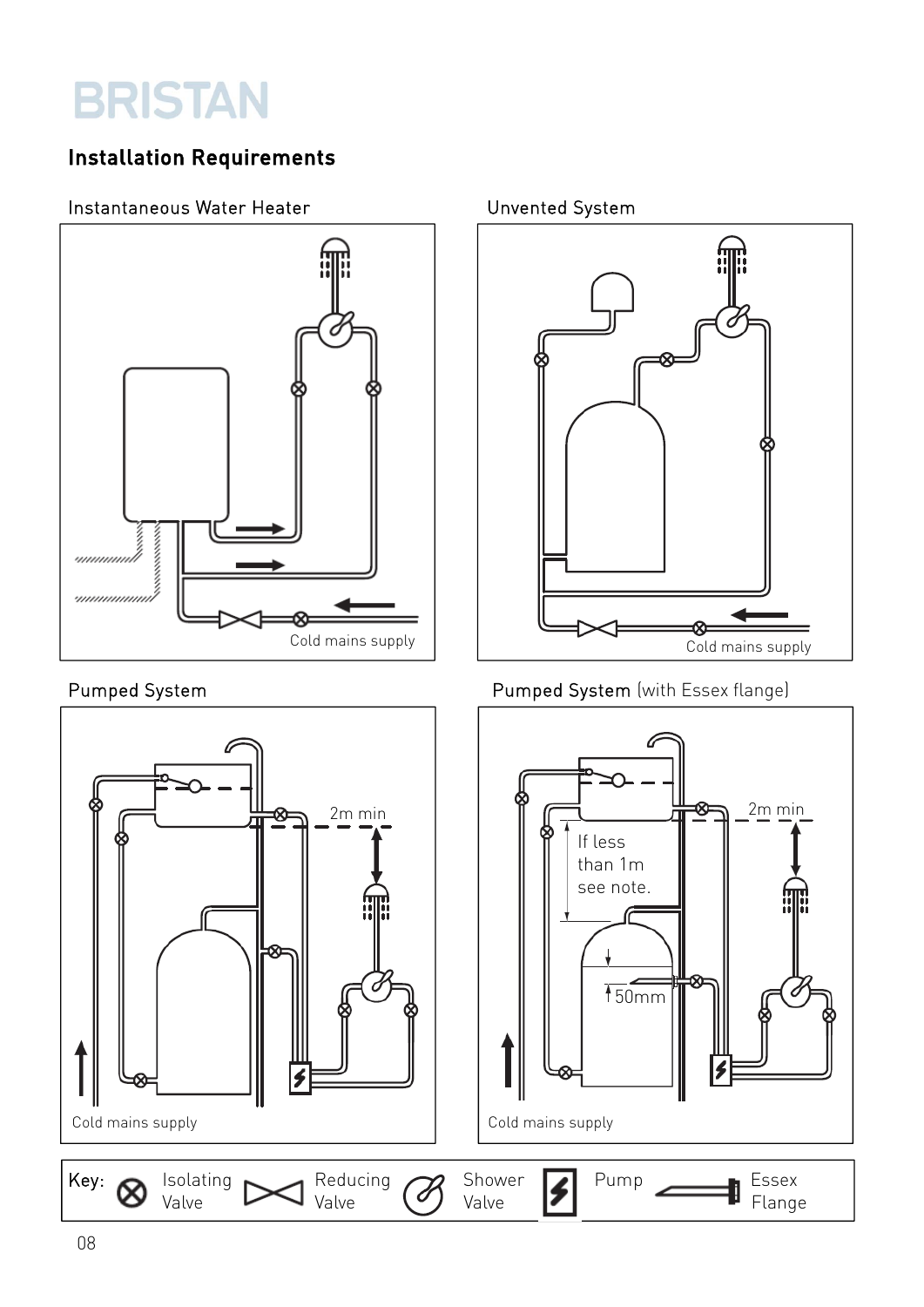## Installation Requirements

### Instantaneous Water Heater

Cold mains supply

### Unvented System

Cold mains supply

### Pumped System

2m min

Cold mains supply

### Pumped System (with Essex flange)

2m min

If less than 1m see note.

50mm

Cold mains supply

Key: Isolating Valve, Reducing Valve, Shower Valve, Pump, Essex Flange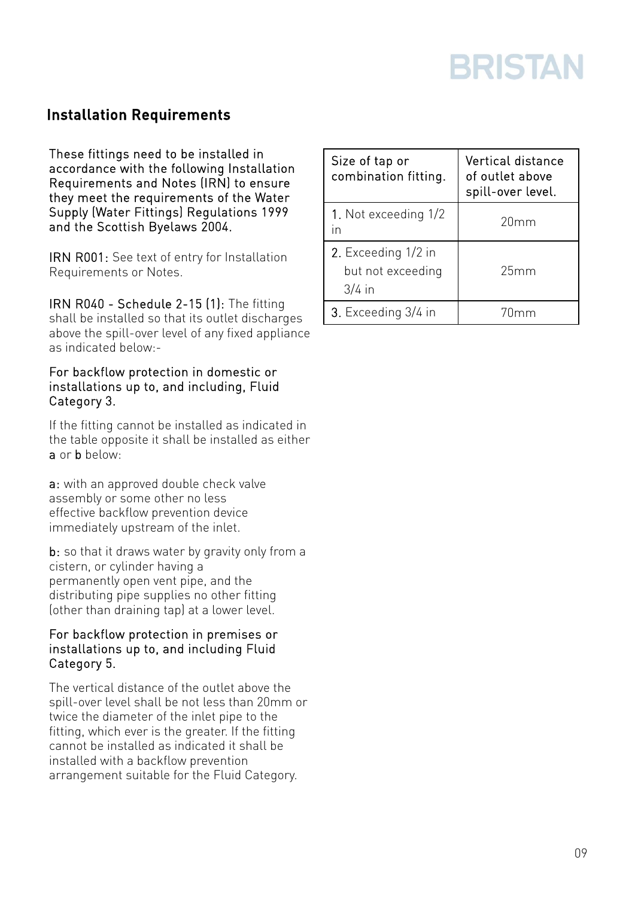## Installation Requirements

These fittings need to be installed in accordance with the following Installation Requirements and Notes (IRN) to ensure they meet the requirements of the Water Supply (Water Fittings) Regulations 1999 and the Scottish Byelaws 2004.

IRN R001: See text of entry for Installation Requirements or Notes.

IRN R040 - Schedule 2-15 (1): The fitting shall be installed so that its outlet discharges above the spill-over level of any fixed appliance as indicated below:-

For backflow protection in domestic or installations up to, and including, Fluid Category 3.

If the fitting cannot be installed as indicated in the table opposite it shall be installed as either **a** or **b** below:

**a**: with an approved double check valve assembly or some other no less effective backflow prevention device immediately upstream of the inlet.

**b**: so that it draws water by gravity only from a cistern, or cylinder having a permanently open vent pipe, and the distributing pipe supplies no other fitting (other than draining tap) at a lower level.

For backflow protection in premises or installations up to, and including Fluid Category 5.

The vertical distance of the outlet above the spill-over level shall be not less than 20mm or twice the diameter of the inlet pipe to the fitting, which ever is the greater. If the fitting cannot be installed as indicated it shall be installed with a backflow prevention arrangement suitable for the Fluid Category.

| Size of tap or combination fitting. | Vertical distance of outlet above spill-over level. |
|---|---|
| 1. Not exceeding 1/2 in | 20mm |
| 2. Exceeding 1/2 in but not exceeding 3/4 in | 25mm |
| 3. Exceeding 3/4 in | 70mm |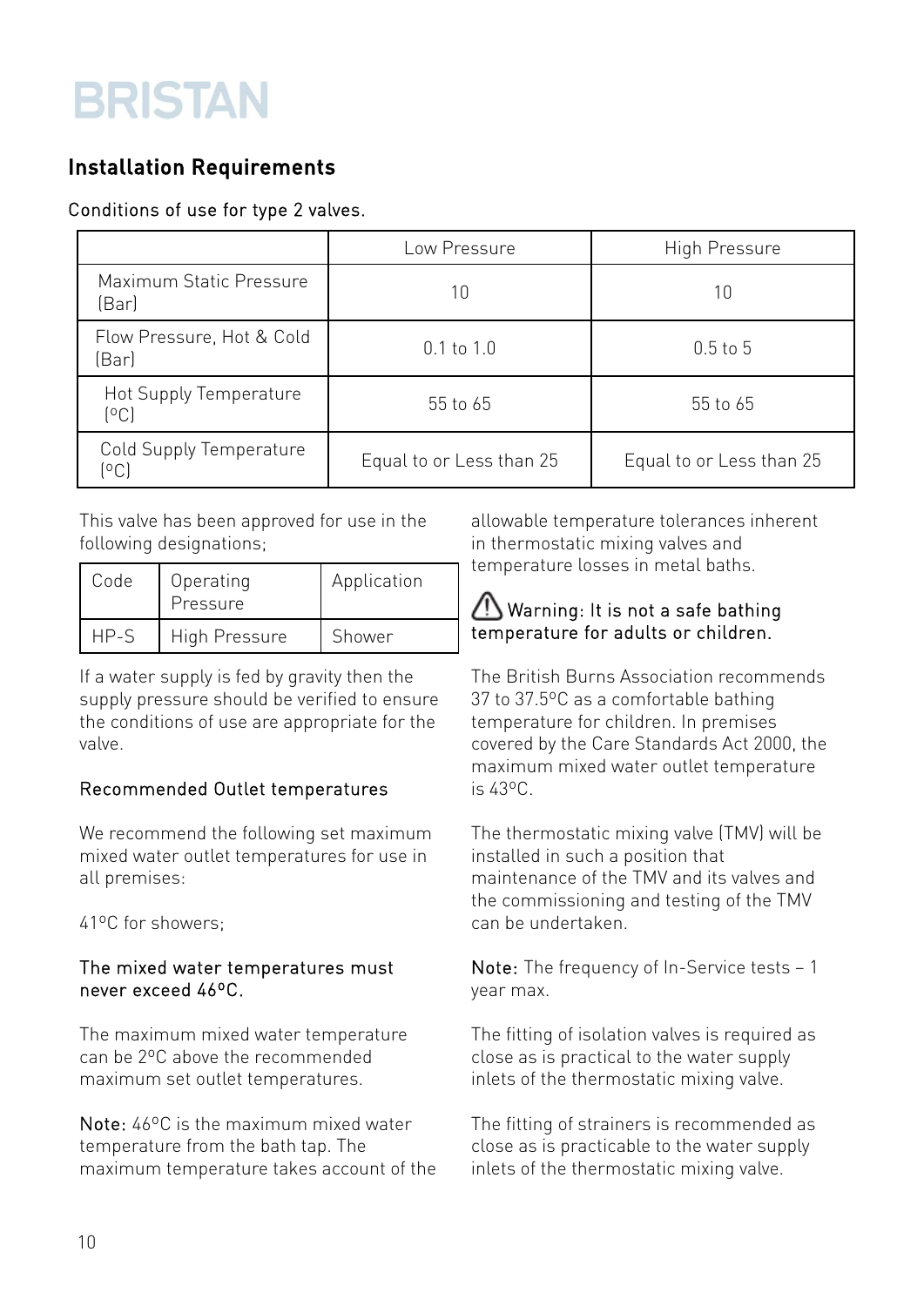BRISTAN

## Installation Requirements

Conditions of use for type 2 valves.

| | Low Pressure | High Pressure |
|---|---|---|
| Maximum Static Pressure (Bar) | 10 | 10 |
| Flow Pressure, Hot & Cold (Bar) | 0.1 to 1.0 | 0.5 to 5 |
| Hot Supply Temperature (ºC) | 55 to 65 | 55 to 65 |
| Cold Supply Temperature (ºC) | Equal to or Less than 25 | Equal to or Less than 25 |

This valve has been approved for use in the following designations;

| Code | Operating Pressure | Application |
|---|---|---|
| HP-S | High Pressure | Shower |

If a water supply is fed by gravity then the supply pressure should be verified to ensure the conditions of use are appropriate for the valve.

Recommended Outlet temperatures

We recommend the following set maximum mixed water outlet temperatures for use in all premises:

41ºC for showers;

The mixed water temperatures must never exceed 46ºC.

The maximum mixed water temperature can be 2ºC above the recommended maximum set outlet temperatures.

Note: 46ºC is the maximum mixed water temperature from the bath tap. The maximum temperature takes account of the allowable temperature tolerances inherent in thermostatic mixing valves and temperature losses in metal baths.

⚠ Warning: It is not a safe bathing temperature for adults or children.

The British Burns Association recommends 37 to 37.5ºC as a comfortable bathing temperature for children. In premises covered by the Care Standards Act 2000, the maximum mixed water outlet temperature is 43ºC.

The thermostatic mixing valve (TMV) will be installed in such a position that maintenance of the TMV and its valves and the commissioning and testing of the TMV can be undertaken.

Note: The frequency of In-Service tests – 1 year max.

The fitting of isolation valves is required as close as is practical to the water supply inlets of the thermostatic mixing valve.

The fitting of strainers is recommended as close as is practicable to the water supply inlets of the thermostatic mixing valve.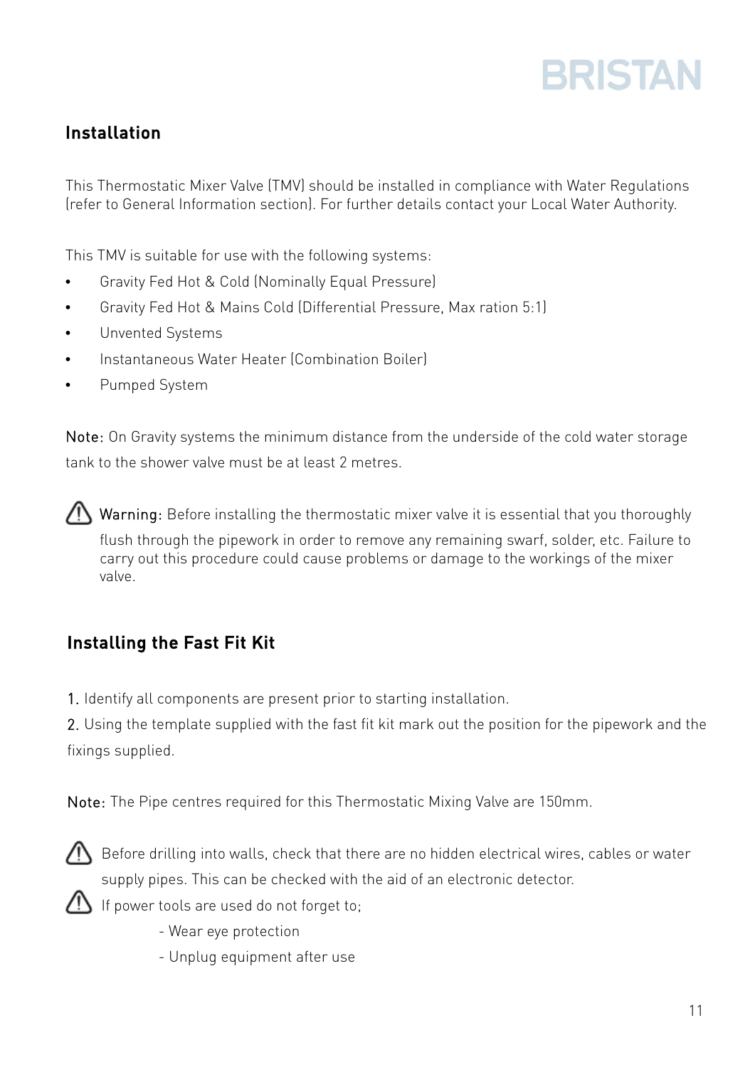## Installation

This Thermostatic Mixer Valve (TMV) should be installed in compliance with Water Regulations (refer to General Information section). For further details contact your Local Water Authority.

This TMV is suitable for use with the following systems:

- Gravity Fed Hot & Cold (Nominally Equal Pressure)
- Gravity Fed Hot & Mains Cold (Differential Pressure, Max ration 5:1)
- Unvented Systems
- Instantaneous Water Heater (Combination Boiler)
- Pumped System

Note: On Gravity systems the minimum distance from the underside of the cold water storage tank to the shower valve must be at least 2 metres.

⚠ Warning: Before installing the thermostatic mixer valve it is essential that you thoroughly flush through the pipework in order to remove any remaining swarf, solder, etc. Failure to carry out this procedure could cause problems or damage to the workings of the mixer valve.

## Installing the Fast Fit Kit

1. Identify all components are present prior to starting installation.
2. Using the template supplied with the fast fit kit mark out the position for the pipework and the fixings supplied.

Note: The Pipe centres required for this Thermostatic Mixing Valve are 150mm.

⚠ Before drilling into walls, check that there are no hidden electrical wires, cables or water supply pipes. This can be checked with the aid of an electronic detector.

⚠ If power tools are used do not forget to;

- Wear eye protection
- Unplug equipment after use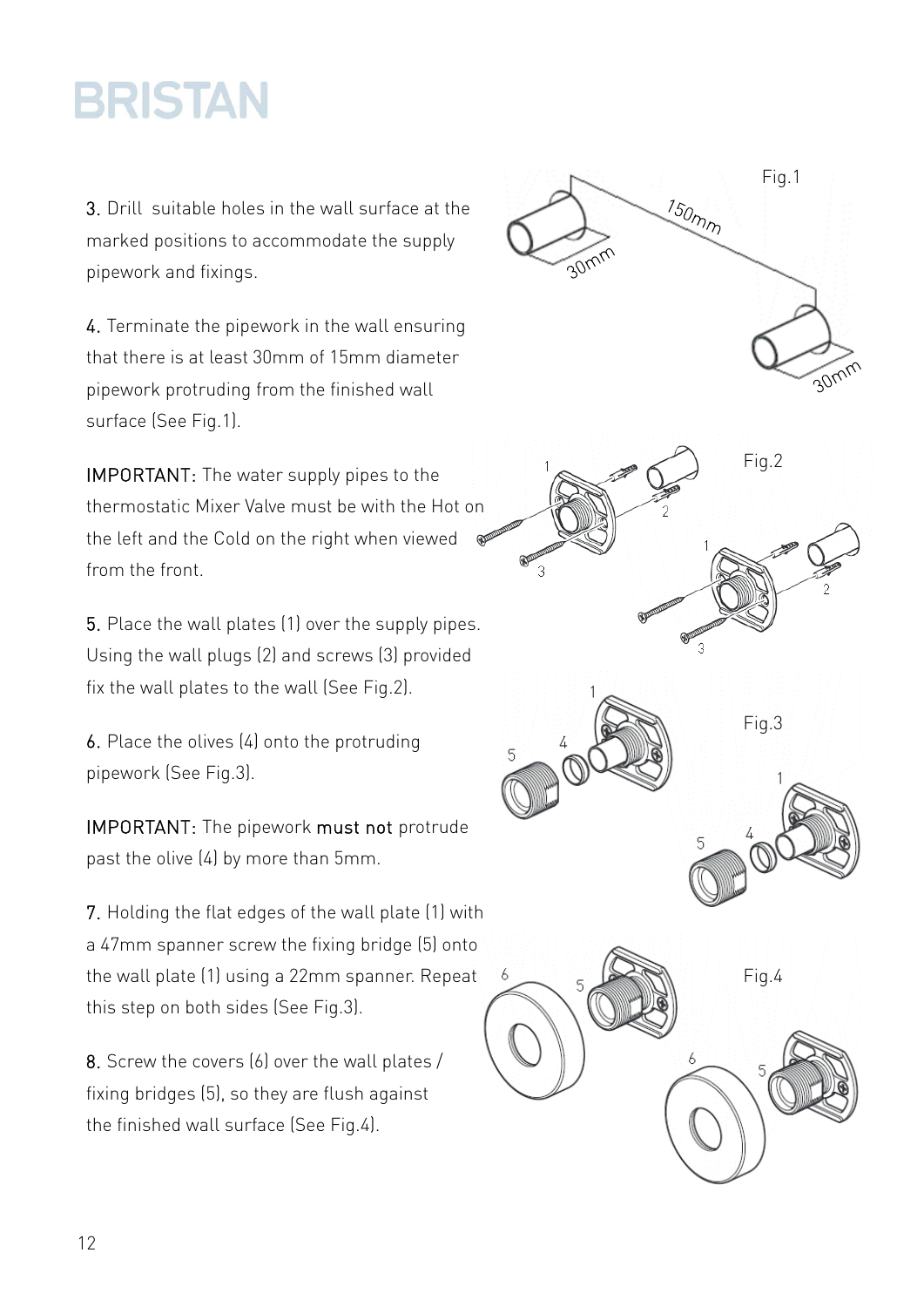**3.** Drill suitable holes in the wall surface at the marked positions to accommodate the supply pipework and fixings.

**4.** Terminate the pipework in the wall ensuring that there is at least 30mm of 15mm diameter pipework protruding from the finished wall surface (See Fig.1).

**IMPORTANT:** The water supply pipes to the thermostatic Mixer Valve must be with the Hot on the left and the Cold on the right when viewed from the front.

**5.** Place the wall plates (1) over the supply pipes. Using the wall plugs (2) and screws (3) provided fix the wall plates to the wall (See Fig.2).

**6.** Place the olives (4) onto the protruding pipework (See Fig.3).

**IMPORTANT:** The pipework **must not** protrude past the olive (4) by more than 5mm.

**7.** Holding the flat edges of the wall plate (1) with a 47mm spanner screw the fixing bridge (5) onto the wall plate (1) using a 22mm spanner. Repeat this step on both sides (See Fig.3).

**8.** Screw the covers (6) over the wall plates / fixing bridges (5), so they are flush against the finished wall surface (See Fig.4).

Fig.1

Fig.2

Fig.3

Fig.4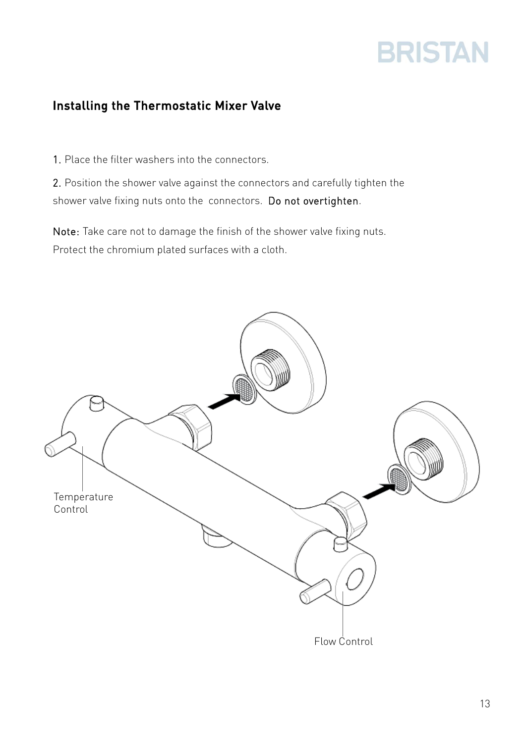## Installing the Thermostatic Mixer Valve

1. Place the filter washers into the connectors.

2. Position the shower valve against the connectors and carefully tighten the shower valve fixing nuts onto the connectors. Do not overtighten.

Note: Take care not to damage the finish of the shower valve fixing nuts. Protect the chromium plated surfaces with a cloth.

Temperature Control

Flow Control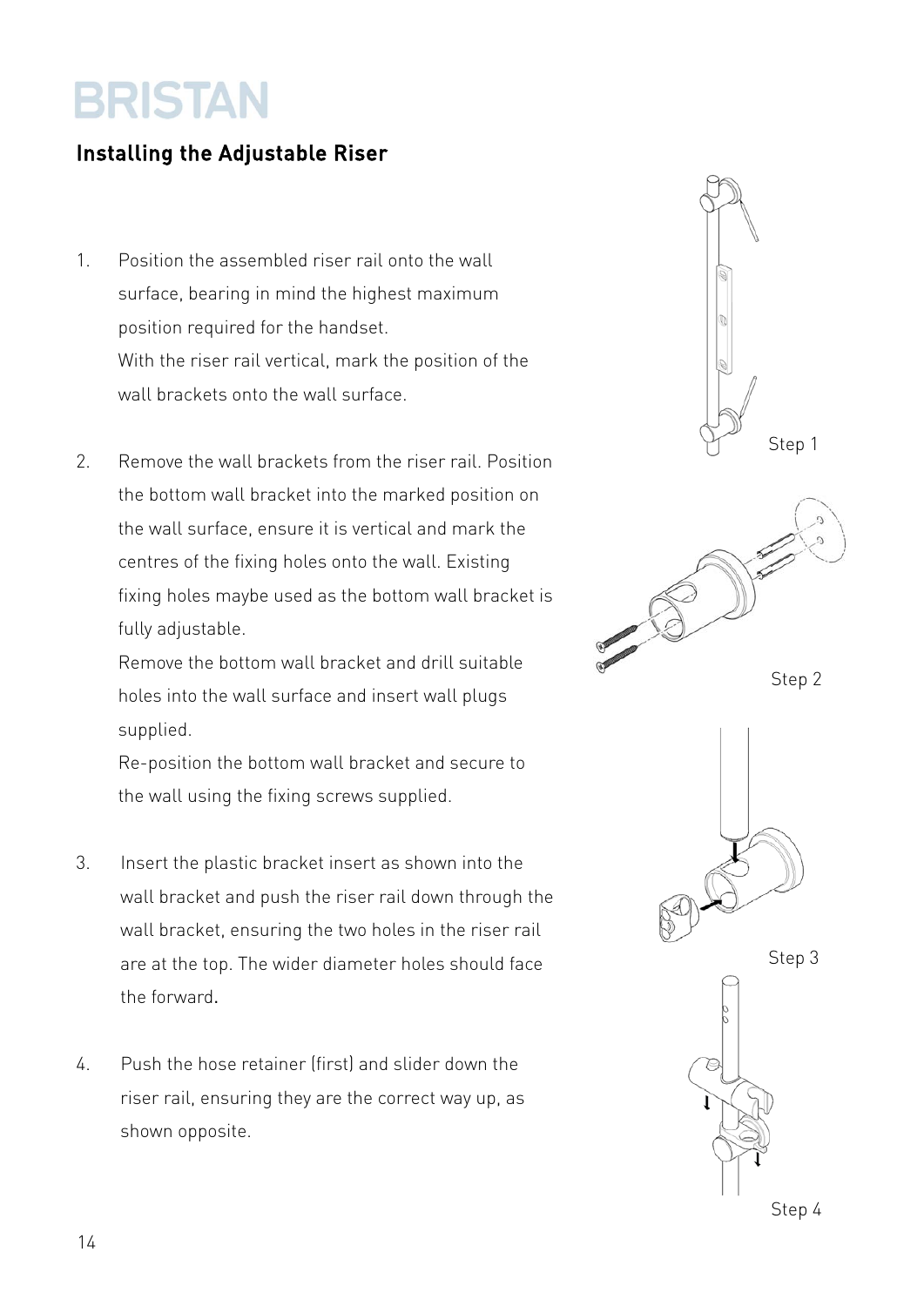# BRISTAN

## Installing the Adjustable Riser

1. Position the assembled riser rail onto the wall surface, bearing in mind the highest maximum position required for the handset.
   With the riser rail vertical, mark the position of the wall brackets onto the wall surface.

2. Remove the wall brackets from the riser rail. Position the bottom wall bracket into the marked position on the wall surface, ensure it is vertical and mark the centres of the fixing holes onto the wall. Existing fixing holes maybe used as the bottom wall bracket is fully adjustable.
   Remove the bottom wall bracket and drill suitable holes into the wall surface and insert wall plugs supplied.
   Re-position the bottom wall bracket and secure to the wall using the fixing screws supplied.

3. Insert the plastic bracket insert as shown into the wall bracket and push the riser rail down through the wall bracket, ensuring the two holes in the riser rail are at the top. The wider diameter holes should face the forward.

4. Push the hose retainer (first) and slider down the riser rail, ensuring they are the correct way up, as shown opposite.

Step 1

Step 2

Step 3

Step 4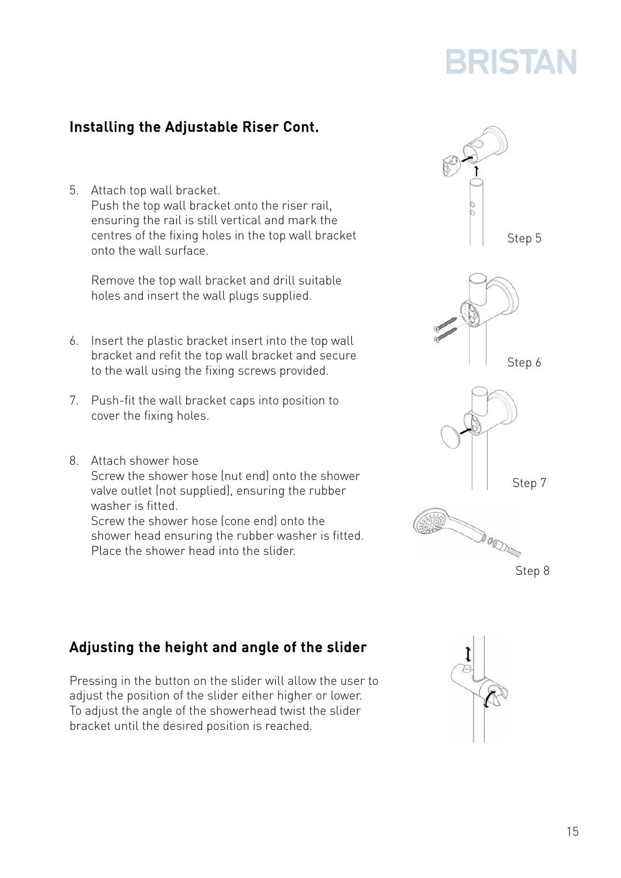## Installing the Adjustable Riser Cont.

5. Attach top wall bracket.
   Push the top wall bracket onto the riser rail, ensuring the rail is still vertical and mark the centres of the fixing holes in the top wall bracket onto the wall surface.

   Remove the top wall bracket and drill suitable holes and insert the wall plugs supplied.

6. Insert the plastic bracket insert into the top wall bracket and refit the top wall bracket and secure to the wall using the fixing screws provided.

7. Push-fit the wall bracket caps into position to cover the fixing holes.

8. Attach shower hose
   Screw the shower hose (nut end) onto the shower valve outlet (not supplied), ensuring the rubber washer is fitted.
   Screw the shower hose (cone end) onto the shower head ensuring the rubber washer is fitted.
   Place the shower head into the slider.

Step 5

Step 6

Step 7

Step 8

## Adjusting the height and angle of the slider

Pressing in the button on the slider will allow the user to adjust the position of the slider either higher or lower. To adjust the angle of the showerhead twist the slider bracket until the desired position is reached.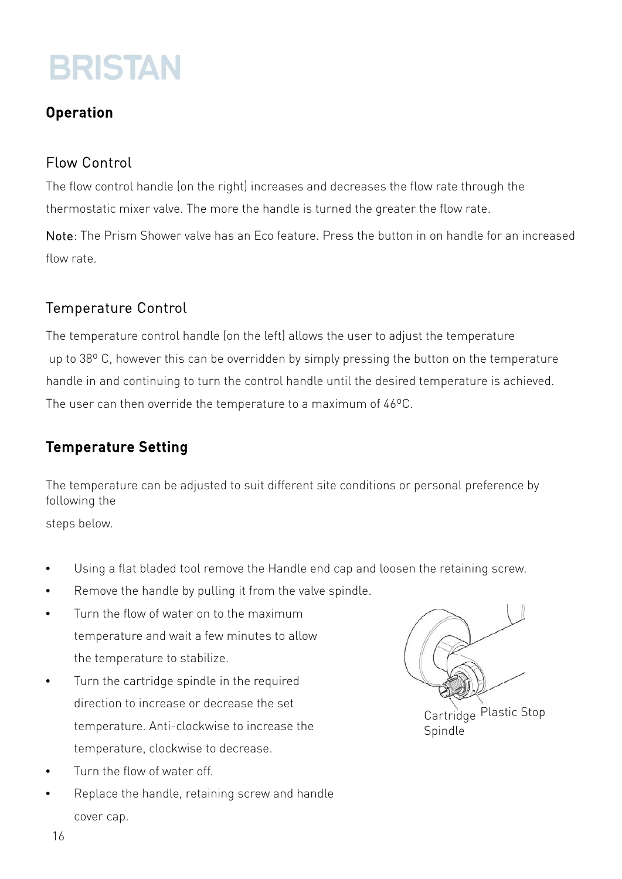BRISTAN

## Operation

### Flow Control

The flow control handle (on the right) increases and decreases the flow rate through the thermostatic mixer valve. The more the handle is turned the greater the flow rate.

Note: The Prism Shower valve has an Eco feature. Press the button in on handle for an increased flow rate.

### Temperature Control

The temperature control handle (on the left) allows the user to adjust the temperature up to 38º C, however this can be overridden by simply pressing the button on the temperature handle in and continuing to turn the control handle until the desired temperature is achieved. The user can then override the temperature to a maximum of 46ºC.

## Temperature Setting

The temperature can be adjusted to suit different site conditions or personal preference by following the steps below.

- Using a flat bladed tool remove the Handle end cap and loosen the retaining screw.
- Remove the handle by pulling it from the valve spindle.
- Turn the flow of water on to the maximum temperature and wait a few minutes to allow the temperature to stabilize.
- Turn the cartridge spindle in the required direction to increase or decrease the set temperature. Anti-clockwise to increase the temperature, clockwise to decrease.
- Turn the flow of water off.
- Replace the handle, retaining screw and handle cover cap.

Cartridge Spindle

Plastic Stop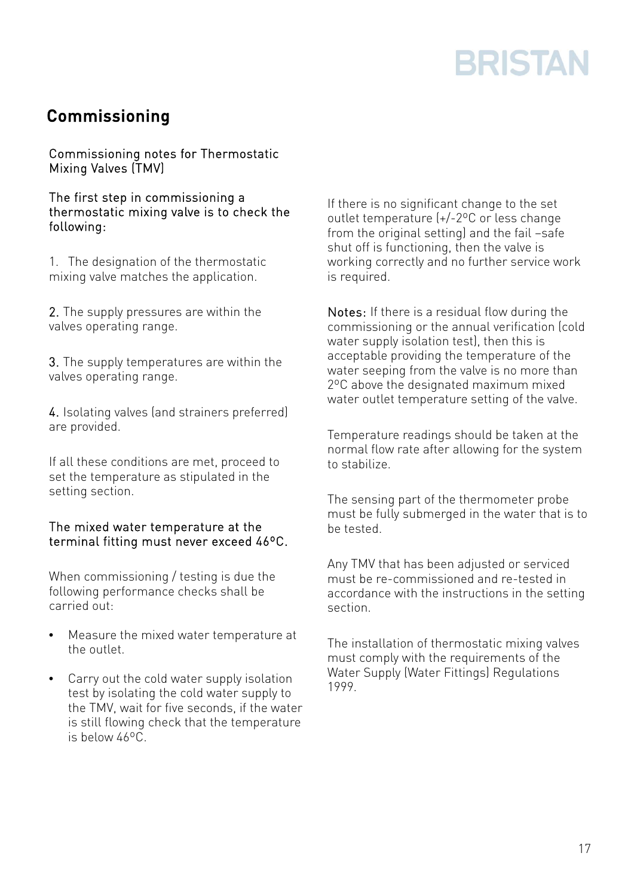## Commissioning

Commissioning notes for Thermostatic Mixing Valves (TMV)

The first step in commissioning a thermostatic mixing valve is to check the following:

1. The designation of the thermostatic mixing valve matches the application.

2. The supply pressures are within the valves operating range.

3. The supply temperatures are within the valves operating range.

4. Isolating valves (and strainers preferred) are provided.

If all these conditions are met, proceed to set the temperature as stipulated in the setting section.

The mixed water temperature at the terminal fitting must never exceed 46ºC.

When commissioning / testing is due the following performance checks shall be carried out:

- Measure the mixed water temperature at the outlet.
- Carry out the cold water supply isolation test by isolating the cold water supply to the TMV, wait for five seconds, if the water is still flowing check that the temperature is below 46ºC.

If there is no significant change to the set outlet temperature (+/-2ºC or less change from the original setting) and the fail –safe shut off is functioning, then the valve is working correctly and no further service work is required.

Notes: If there is a residual flow during the commissioning or the annual verification (cold water supply isolation test), then this is acceptable providing the temperature of the water seeping from the valve is no more than 2ºC above the designated maximum mixed water outlet temperature setting of the valve.

Temperature readings should be taken at the normal flow rate after allowing for the system to stabilize.

The sensing part of the thermometer probe must be fully submerged in the water that is to be tested.

Any TMV that has been adjusted or serviced must be re-commissioned and re-tested in accordance with the instructions in the setting section.

The installation of thermostatic mixing valves must comply with the requirements of the Water Supply (Water Fittings) Regulations 1999.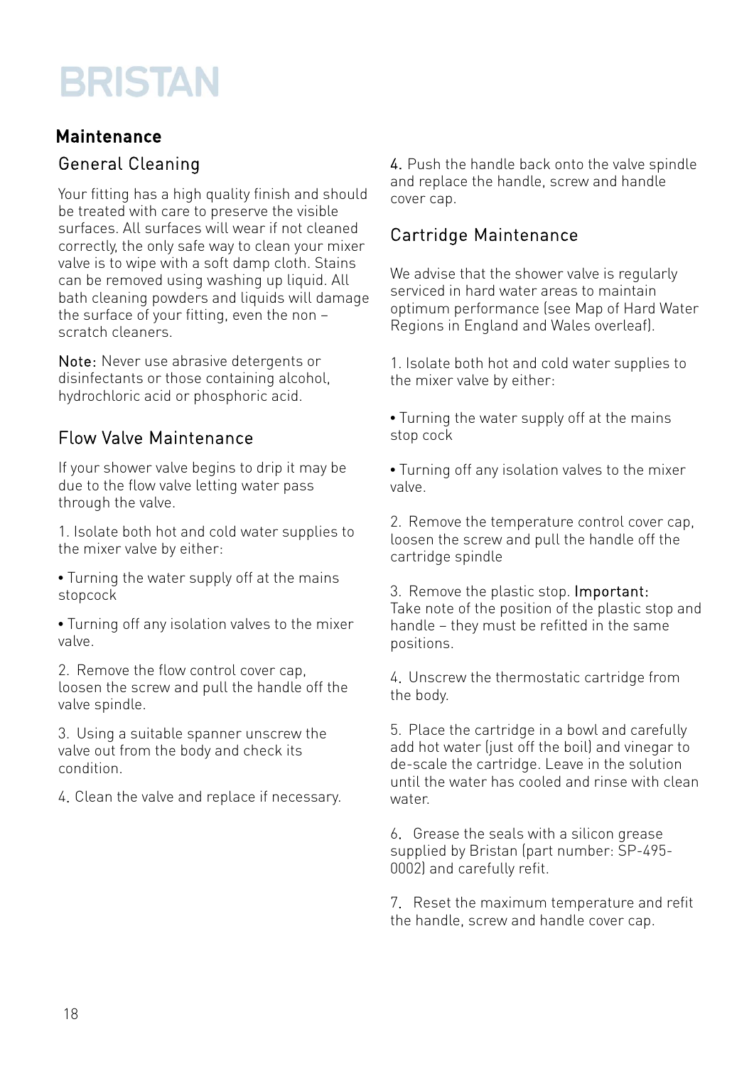# BRISTAN

## Maintenance

### General Cleaning

Your fitting has a high quality finish and should be treated with care to preserve the visible surfaces. All surfaces will wear if not cleaned correctly, the only safe way to clean your mixer valve is to wipe with a soft damp cloth. Stains can be removed using washing up liquid. All bath cleaning powders and liquids will damage the surface of your fitting, even the non – scratch cleaners.

**Note:** Never use abrasive detergents or disinfectants or those containing alcohol, hydrochloric acid or phosphoric acid.

### Flow Valve Maintenance

If your shower valve begins to drip it may be due to the flow valve letting water pass through the valve.

1. Isolate both hot and cold water supplies to the mixer valve by either:

• Turning the water supply off at the mains stopcock

• Turning off any isolation valves to the mixer valve.

2. Remove the flow control cover cap, loosen the screw and pull the handle off the valve spindle.

3. Using a suitable spanner unscrew the valve out from the body and check its condition.

4. Clean the valve and replace if necessary.

4. Push the handle back onto the valve spindle and replace the handle, screw and handle cover cap.

### Cartridge Maintenance

We advise that the shower valve is regularly serviced in hard water areas to maintain optimum performance (see Map of Hard Water Regions in England and Wales overleaf).

1. Isolate both hot and cold water supplies to the mixer valve by either:

• Turning the water supply off at the mains stop cock

• Turning off any isolation valves to the mixer valve.

2. Remove the temperature control cover cap, loosen the screw and pull the handle off the cartridge spindle

3. Remove the plastic stop. **Important:** Take note of the position of the plastic stop and handle – they must be refitted in the same positions.

4. Unscrew the thermostatic cartridge from the body.

5. Place the cartridge in a bowl and carefully add hot water (just off the boil) and vinegar to de-scale the cartridge. Leave in the solution until the water has cooled and rinse with clean water.

6. Grease the seals with a silicon grease supplied by Bristan (part number: SP-495-0002) and carefully refit.

7. Reset the maximum temperature and refit the handle, screw and handle cover cap.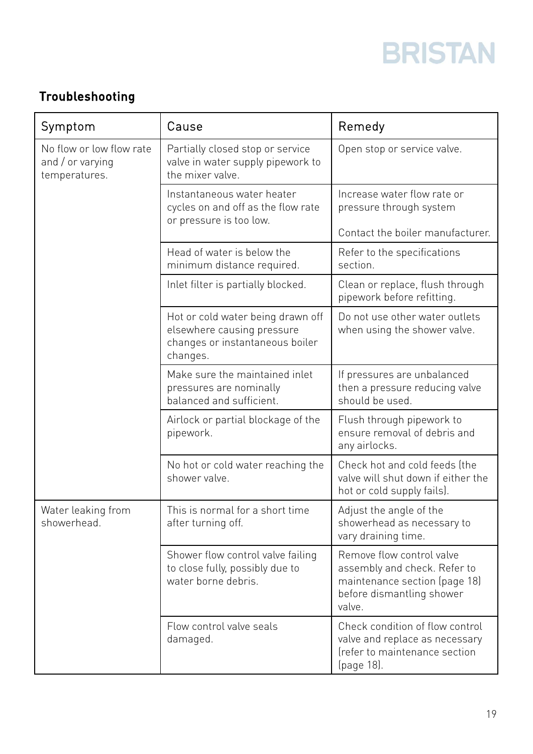## Troubleshooting

| Symptom | Cause | Remedy |
|---|---|---|
| No flow or low flow rate and / or varying temperatures. | Partially closed stop or service valve in water supply pipework to the mixer valve. | Open stop or service valve. |
| | Instantaneous water heater cycles on and off as the flow rate or pressure is too low. | Increase water flow rate or pressure through system<br><br>Contact the boiler manufacturer. |
| | Head of water is below the minimum distance required. | Refer to the specifications section. |
| | Inlet filter is partially blocked. | Clean or replace, flush through pipework before refitting. |
| | Hot or cold water being drawn off elsewhere causing pressure changes or instantaneous boiler changes. | Do not use other water outlets when using the shower valve. |
| | Make sure the maintained inlet pressures are nominally balanced and sufficient. | If pressures are unbalanced then a pressure reducing valve should be used. |
| | Airlock or partial blockage of the pipework. | Flush through pipework to ensure removal of debris and any airlocks. |
| | No hot or cold water reaching the shower valve. | Check hot and cold feeds (the valve will shut down if either the hot or cold supply fails). |
| Water leaking from showerhead. | This is normal for a short time after turning off. | Adjust the angle of the showerhead as necessary to vary draining time. |
| | Shower flow control valve failing to close fully, possibly due to water borne debris. | Remove flow control valve assembly and check. Refer to maintenance section (page 18) before dismantling shower valve. |
| | Flow control valve seals damaged. | Check condition of flow control valve and replace as necessary (refer to maintenance section (page 18). |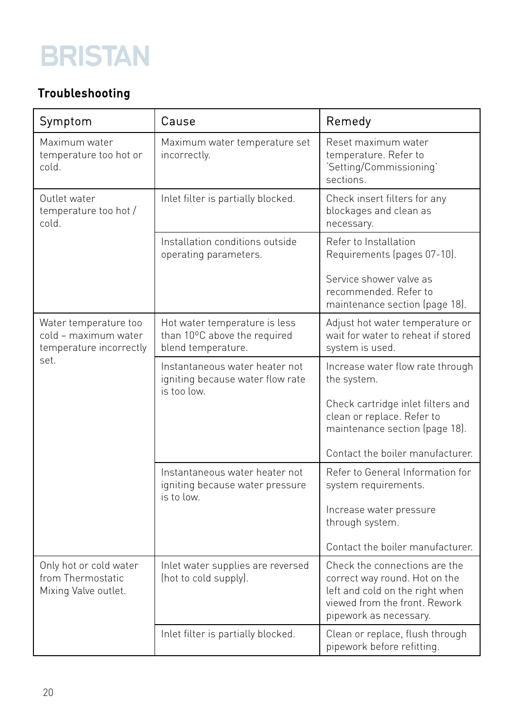BRISTAN

## Troubleshooting

| Symptom | Cause | Remedy |
|---|---|---|
| Maximum water temperature too hot or cold. | Maximum water temperature set incorrectly. | Reset maximum water temperature. Refer to 'Setting/Commissioning' sections. |
| Outlet water temperature too hot / cold. | Inlet filter is partially blocked. | Check insert filters for any blockages and clean as necessary. |
| | Installation conditions outside operating parameters. | Refer to Installation Requirements (pages 07-10).<br><br>Service shower valve as recommended. Refer to maintenance section (page 18). |
| Water temperature too cold – maximum water temperature incorrectly set. | Hot water temperature is less than 10ºC above the required blend temperature. | Adjust hot water temperature or wait for water to reheat if stored system is used. |
| | Instantaneous water heater not igniting because water flow rate is too low. | Increase water flow rate through the system.<br><br>Check cartridge inlet filters and clean or replace. Refer to maintenance section (page 18).<br><br>Contact the boiler manufacturer. |
| | Instantaneous water heater not igniting because water pressure is to low. | Refer to General Information for system requirements.<br><br>Increase water pressure through system.<br><br>Contact the boiler manufacturer. |
| Only hot or cold water from Thermostatic Mixing Valve outlet. | Inlet water supplies are reversed (hot to cold supply). | Check the connections are the correct way round. Hot on the left and cold on the right when viewed from the front. Rework pipework as necessary. |
| | Inlet filter is partially blocked. | Clean or replace, flush through pipework before refitting. |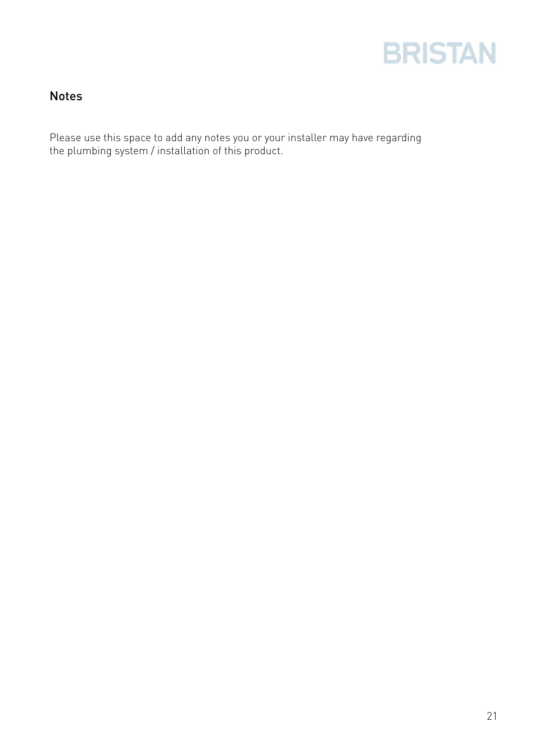## Notes

Please use this space to add any notes you or your installer may have regarding the plumbing system / installation of this product.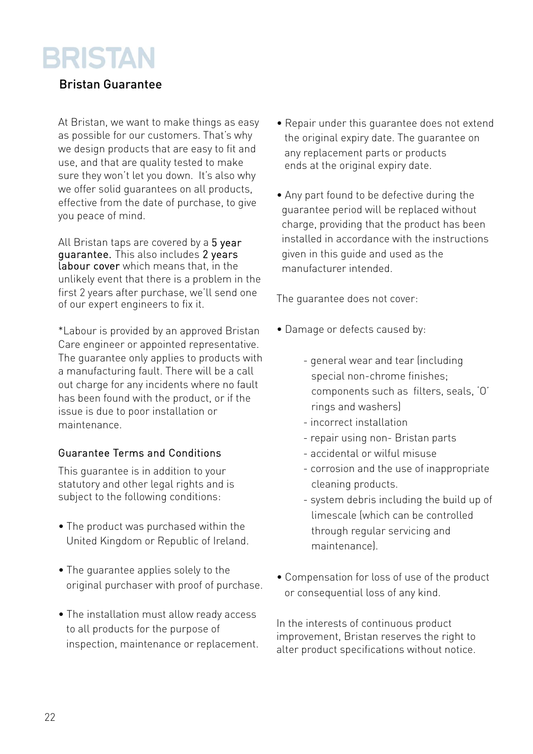# BRISTAN

## Bristan Guarantee

At Bristan, we want to make things as easy as possible for our customers. That's why we design products that are easy to fit and use, and that are quality tested to make sure they won't let you down. It's also why we offer solid guarantees on all products, effective from the date of purchase, to give you peace of mind.

All Bristan taps are covered by a **5 year guarantee.** This also includes **2 years labour cover** which means that, in the unlikely event that there is a problem in the first 2 years after purchase, we'll send one of our expert engineers to fix it.

*Labour is provided by an approved Bristan Care engineer or appointed representative. The guarantee only applies to products with a manufacturing fault. There will be a call out charge for any incidents where no fault has been found with the product, or if the issue is due to poor installation or maintenance.

### Guarantee Terms and Conditions

This guarantee is in addition to your statutory and other legal rights and is subject to the following conditions:

- The product was purchased within the United Kingdom or Republic of Ireland.
- The guarantee applies solely to the original purchaser with proof of purchase.
- The installation must allow ready access to all products for the purpose of inspection, maintenance or replacement.
- Repair under this guarantee does not extend the original expiry date. The guarantee on any replacement parts or products ends at the original expiry date.
- Any part found to be defective during the guarantee period will be replaced without charge, providing that the product has been installed in accordance with the instructions given in this guide and used as the manufacturer intended.

The guarantee does not cover:

- Damage or defects caused by:
    - general wear and tear (including special non-chrome finishes; components such as filters, seals, 'O' rings and washers)
    - incorrect installation
    - repair using non- Bristan parts
    - accidental or wilful misuse
    - corrosion and the use of inappropriate cleaning products.
    - system debris including the build up of limescale (which can be controlled through regular servicing and maintenance).
- Compensation for loss of use of the product or consequential loss of any kind.

In the interests of continuous product improvement, Bristan reserves the right to alter product specifications without notice.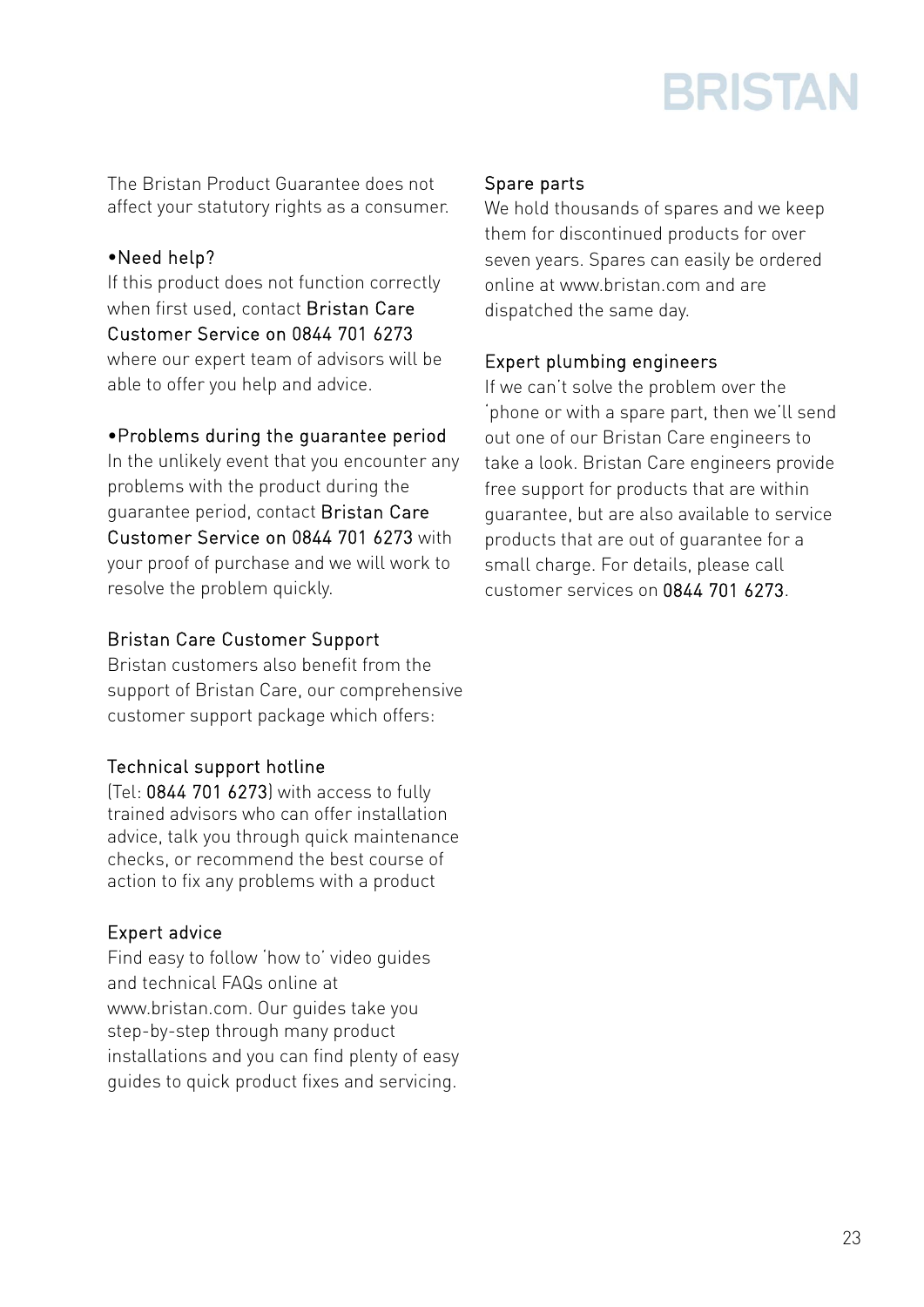The Bristan Product Guarantee does not affect your statutory rights as a consumer.

### •Need help?

If this product does not function correctly when first used, contact Bristan Care Customer Service on 0844 701 6273 where our expert team of advisors will be able to offer you help and advice.

### •Problems during the guarantee period

In the unlikely event that you encounter any problems with the product during the guarantee period, contact Bristan Care Customer Service on 0844 701 6273 with your proof of purchase and we will work to resolve the problem quickly.

### Bristan Care Customer Support

Bristan customers also benefit from the support of Bristan Care, our comprehensive customer support package which offers:

### Technical support hotline

(Tel: 0844 701 6273) with access to fully trained advisors who can offer installation advice, talk you through quick maintenance checks, or recommend the best course of action to fix any problems with a product

### Expert advice

Find easy to follow 'how to' video guides and technical FAQs online at www.bristan.com. Our guides take you step-by-step through many product installations and you can find plenty of easy guides to quick product fixes and servicing.

### Spare parts

We hold thousands of spares and we keep them for discontinued products for over seven years. Spares can easily be ordered online at www.bristan.com and are dispatched the same day.

### Expert plumbing engineers

If we can't solve the problem over the 'phone or with a spare part, then we'll send out one of our Bristan Care engineers to take a look. Bristan Care engineers provide free support for products that are within guarantee, but are also available to service products that are out of guarantee for a small charge. For details, please call customer services on 0844 701 6273.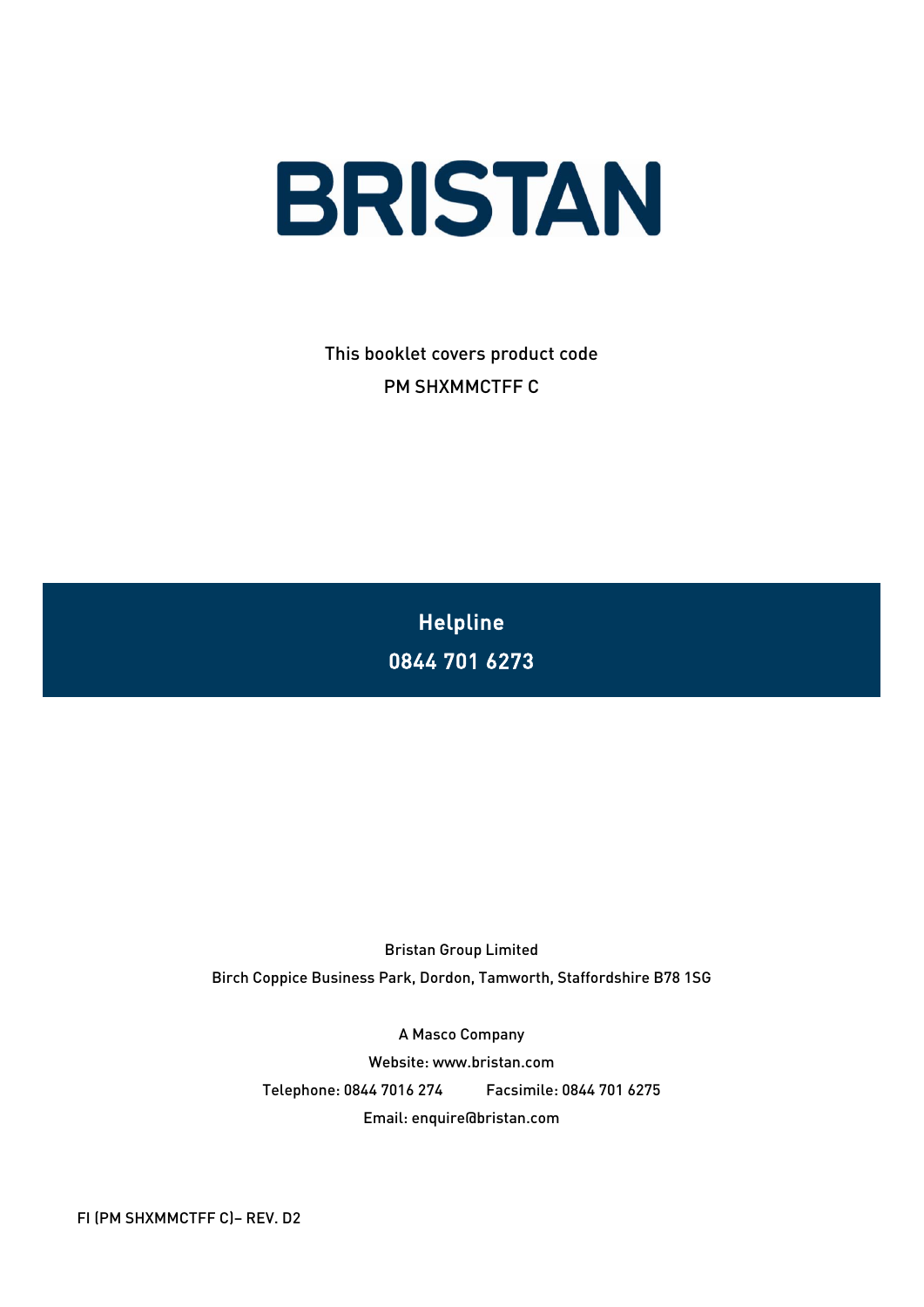# BRISTAN

This booklet covers product code

PM SHXMMCTFF C

**Helpline**

**0844 701 6273**

Bristan Group Limited

Birch Coppice Business Park, Dordon, Tamworth, Staffordshire B78 1SG

A Masco Company

Website: www.bristan.com

Telephone: 0844 7016 274 Facsimile: 0844 701 6275

Email: enquire@bristan.com

FI (PM SHXMMCTFF C)– REV. D2